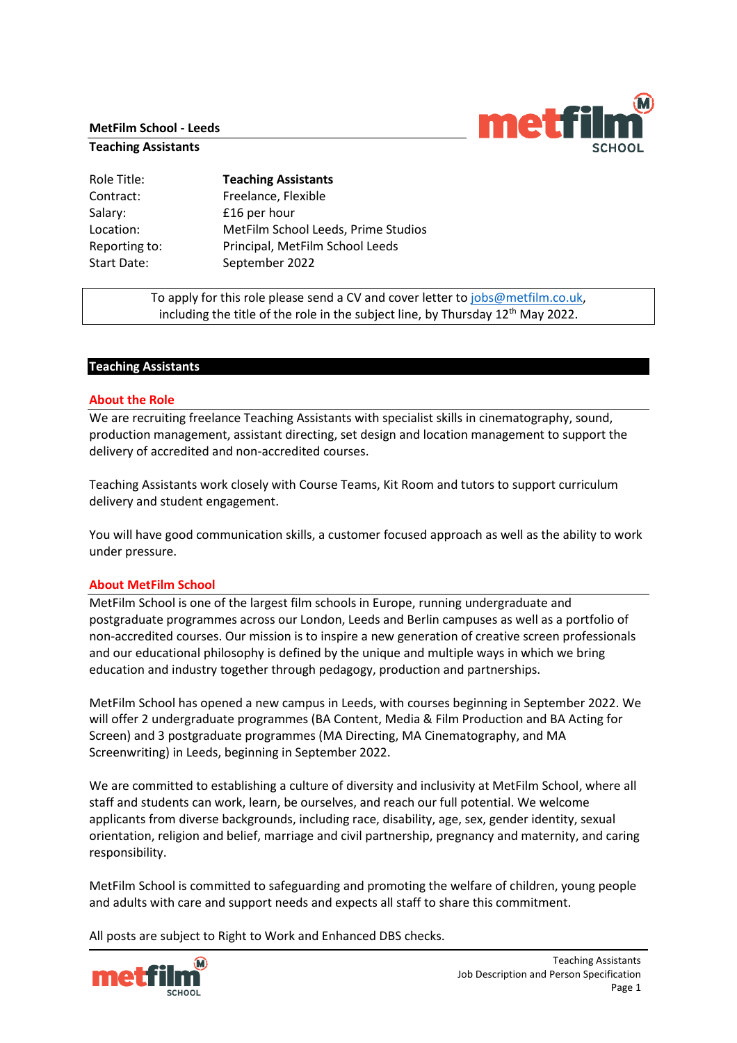**MetFilm School - Leeds**
**Teaching Assistants**

| Role Title: | **Teaching Assistants** |
|---|---|
| Contract: | Freelance, Flexible |
| Salary: | £16 per hour |
| Location: | MetFilm School Leeds, Prime Studios |
| Reporting to: | Principal, MetFilm School Leeds |
| Start Date: | September 2022 |

To apply for this role please send a CV and cover letter to jobs@metfilm.co.uk, including the title of the role in the subject line, by Thursday 12th May 2022.

## Teaching Assistants

### About the Role

We are recruiting freelance Teaching Assistants with specialist skills in cinematography, sound, production management, assistant directing, set design and location management to support the delivery of accredited and non-accredited courses.

Teaching Assistants work closely with Course Teams, Kit Room and tutors to support curriculum delivery and student engagement.

You will have good communication skills, a customer focused approach as well as the ability to work under pressure.

### About MetFilm School

MetFilm School is one of the largest film schools in Europe, running undergraduate and postgraduate programmes across our London, Leeds and Berlin campuses as well as a portfolio of non-accredited courses. Our mission is to inspire a new generation of creative screen professionals and our educational philosophy is defined by the unique and multiple ways in which we bring education and industry together through pedagogy, production and partnerships.

MetFilm School has opened a new campus in Leeds, with courses beginning in September 2022. We will offer 2 undergraduate programmes (BA Content, Media & Film Production and BA Acting for Screen) and 3 postgraduate programmes (MA Directing, MA Cinematography, and MA Screenwriting) in Leeds, beginning in September 2022.

We are committed to establishing a culture of diversity and inclusivity at MetFilm School, where all staff and students can work, learn, be ourselves, and reach our full potential. We welcome applicants from diverse backgrounds, including race, disability, age, sex, gender identity, sexual orientation, religion and belief, marriage and civil partnership, pregnancy and maternity, and caring responsibility.

MetFilm School is committed to safeguarding and promoting the welfare of children, young people and adults with care and support needs and expects all staff to share this commitment.

All posts are subject to Right to Work and Enhanced DBS checks.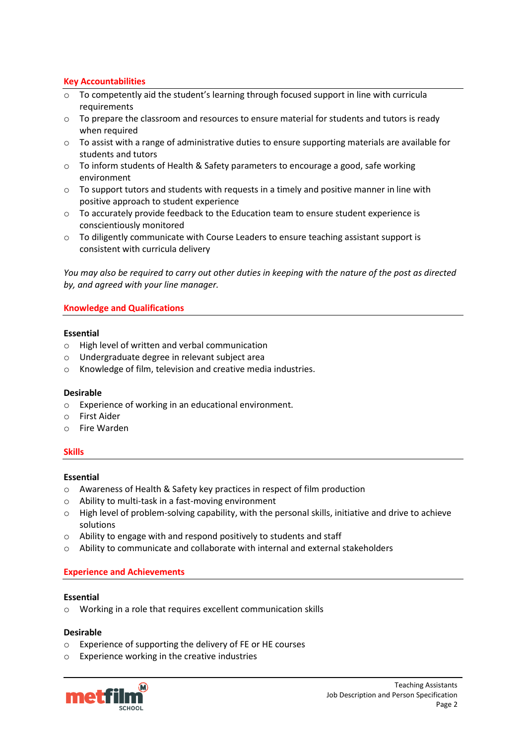## Key Accountabilities

- To competently aid the student's learning through focused support in line with curricula requirements
- To prepare the classroom and resources to ensure material for students and tutors is ready when required
- To assist with a range of administrative duties to ensure supporting materials are available for students and tutors
- To inform students of Health & Safety parameters to encourage a good, safe working environment
- To support tutors and students with requests in a timely and positive manner in line with positive approach to student experience
- To accurately provide feedback to the Education team to ensure student experience is conscientiously monitored
- To diligently communicate with Course Leaders to ensure teaching assistant support is consistent with curricula delivery

*You may also be required to carry out other duties in keeping with the nature of the post as directed by, and agreed with your line manager.*

## Knowledge and Qualifications

**Essential**

- High level of written and verbal communication
- Undergraduate degree in relevant subject area
- Knowledge of film, television and creative media industries.

**Desirable**

- Experience of working in an educational environment.
- First Aider
- Fire Warden

## Skills

**Essential**

- Awareness of Health & Safety key practices in respect of film production
- Ability to multi-task in a fast-moving environment
- High level of problem-solving capability, with the personal skills, initiative and drive to achieve solutions
- Ability to engage with and respond positively to students and staff
- Ability to communicate and collaborate with internal and external stakeholders

## Experience and Achievements

**Essential**

- Working in a role that requires excellent communication skills

**Desirable**

- Experience of supporting the delivery of FE or HE courses
- Experience working in the creative industries